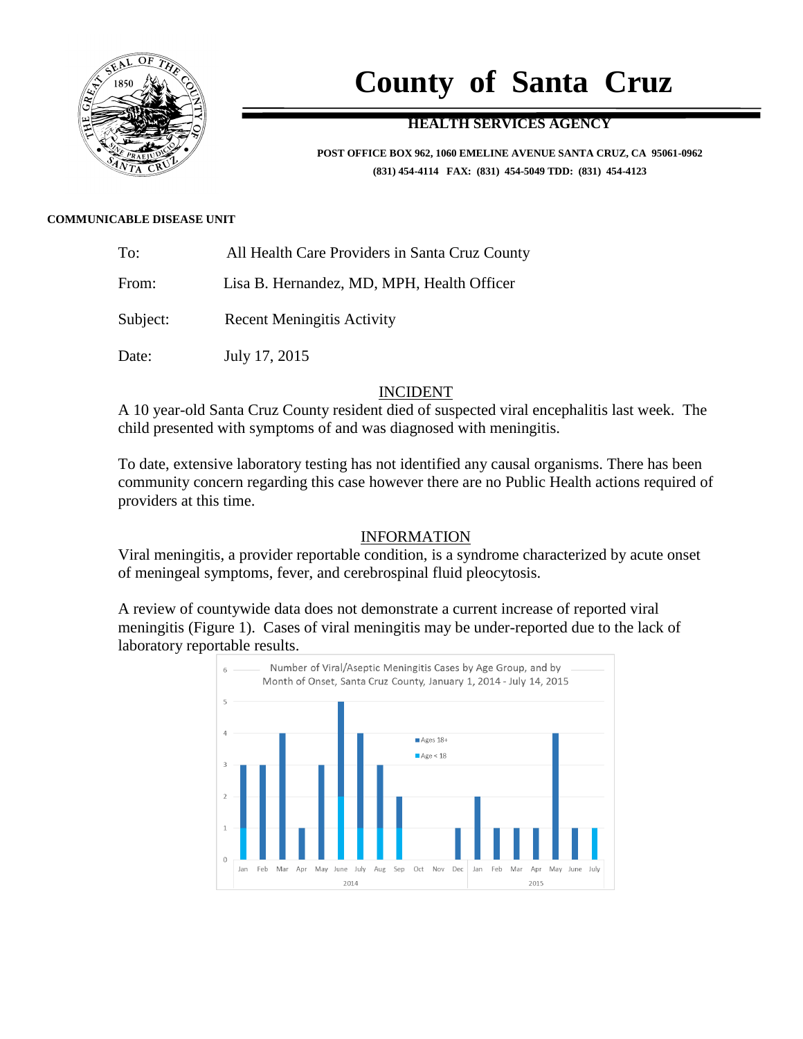# County of Santa Cruz

## HEALTH SERVICES AGENCY

**POST OFFICE BOX 962, 1060 EMELINE AVENUE SANTA CRUZ, CA 95061-0962**
**(831) 454-4114 FAX: (831) 454-5049 TDD: (831) 454-4123**

**COMMUNICABLE DISEASE UNIT**

To: All Health Care Providers in Santa Cruz County

From: Lisa B. Hernandez, MD, MPH, Health Officer

Subject: Recent Meningitis Activity

Date: July 17, 2015

### INCIDENT

A 10 year-old Santa Cruz County resident died of suspected viral encephalitis last week. The child presented with symptoms of and was diagnosed with meningitis.

To date, extensive laboratory testing has not identified any causal organisms. There has been community concern regarding this case however there are no Public Health actions required of providers at this time.

### INFORMATION

Viral meningitis, a provider reportable condition, is a syndrome characterized by acute onset of meningeal symptoms, fever, and cerebrospinal fluid pleocytosis.

A review of countywide data does not demonstrate a current increase of reported viral meningitis (Figure 1). Cases of viral meningitis may be under-reported due to the lack of laboratory reportable results.

Number of Viral/Aseptic Meningitis Cases by Age Group, and by Month of Onset, Santa Cruz County, January 1, 2014 - July 14, 2015

| Year | Month | Age < 18 | Ages 18+ | Total |
|---|---|---|---|---|
| 2014 | Jan | 1 | 2 | 3 |
| 2014 | Feb | 0 | 3 | 3 |
| 2014 | Mar | 0 | 4 | 4 |
| 2014 | Apr | 0 | 1 | 1 |
| 2014 | May | 0 | 3 | 3 |
| 2014 | June | 2 | 3 | 5 |
| 2014 | July | 1 | 3 | 4 |
| 2014 | Aug | 1 | 2 | 3 |
| 2014 | Sep | 1 | 1 | 2 |
| 2014 | Oct | 0 | 0 | 0 |
| 2014 | Nov | 0 | 0 | 0 |
| 2014 | Dec | 0 | 1 | 1 |
| 2015 | Jan | 0 | 2 | 2 |
| 2015 | Feb | 0 | 1 | 1 |
| 2015 | Mar | 0 | 1 | 1 |
| 2015 | Apr | 0 | 1 | 1 |
| 2015 | May | 0 | 4 | 4 |
| 2015 | June | 0 | 1 | 1 |
| 2015 | July | 1 | 0 | 1 |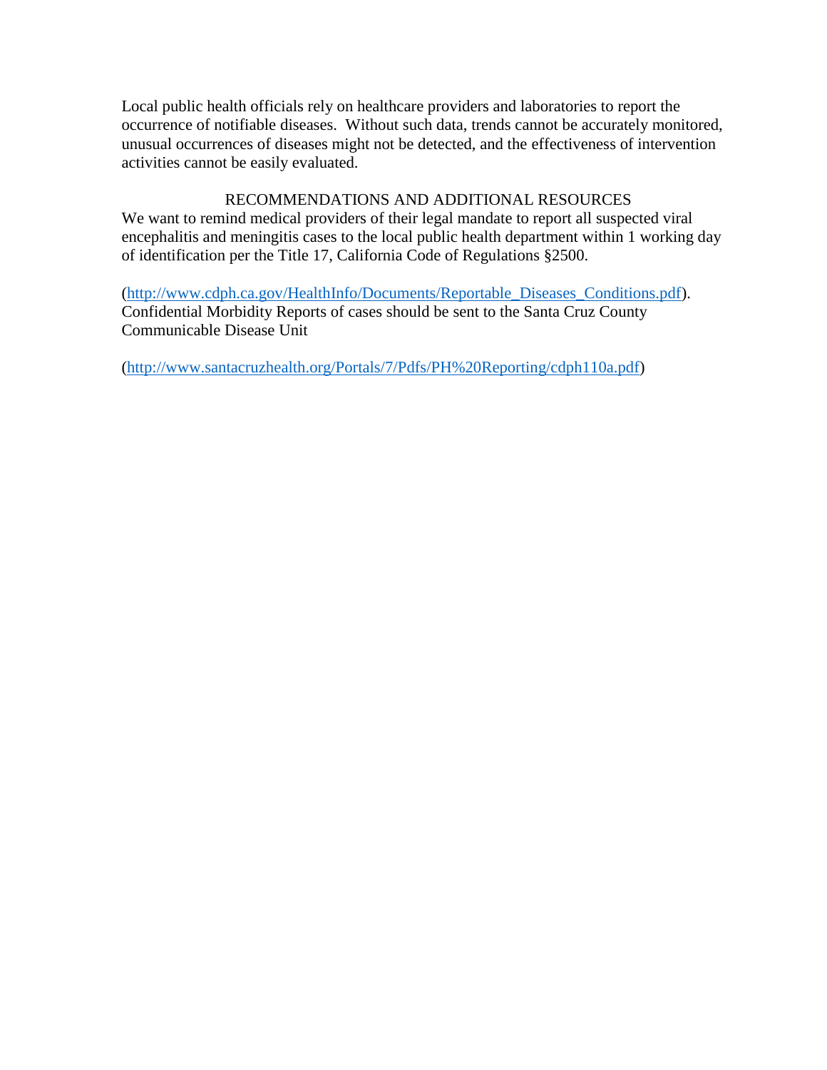Local public health officials rely on healthcare providers and laboratories to report the occurrence of notifiable diseases. Without such data, trends cannot be accurately monitored, unusual occurrences of diseases might not be detected, and the effectiveness of intervention activities cannot be easily evaluated.

## RECOMMENDATIONS AND ADDITIONAL RESOURCES

We want to remind medical providers of their legal mandate to report all suspected viral encephalitis and meningitis cases to the local public health department within 1 working day of identification per the Title 17, California Code of Regulations §2500.

(http://www.cdph.ca.gov/HealthInfo/Documents/Reportable_Diseases_Conditions.pdf). Confidential Morbidity Reports of cases should be sent to the Santa Cruz County Communicable Disease Unit

(http://www.santacruzhealth.org/Portals/7/Pdfs/PH%20Reporting/cdph110a.pdf)